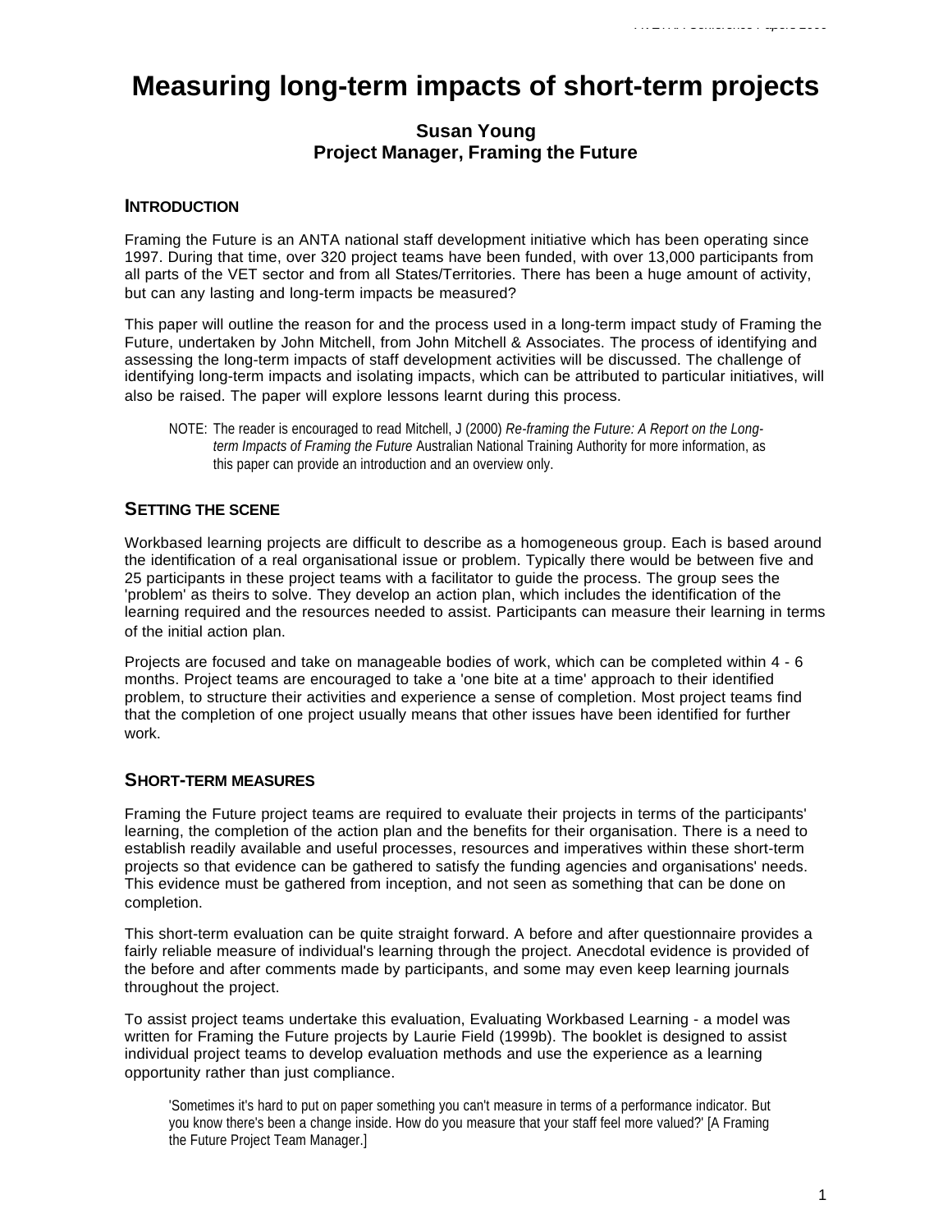# Measuring long-term impacts of short-term projects

**Susan Young**
**Project Manager, Framing the Future**

## INTRODUCTION

Framing the Future is an ANTA national staff development initiative which has been operating since 1997. During that time, over 320 project teams have been funded, with over 13,000 participants from all parts of the VET sector and from all States/Territories. There has been a huge amount of activity, but can any lasting and long-term impacts be measured?

This paper will outline the reason for and the process used in a long-term impact study of Framing the Future, undertaken by John Mitchell, from John Mitchell & Associates. The process of identifying and assessing the long-term impacts of staff development activities will be discussed. The challenge of identifying long-term impacts and isolating impacts, which can be attributed to particular initiatives, will also be raised. The paper will explore lessons learnt during this process.

> NOTE: The reader is encouraged to read Mitchell, J (2000) *Re-framing the Future: A Report on the Long-term Impacts of Framing the Future* Australian National Training Authority for more information, as this paper can provide an introduction and an overview only.

## SETTING THE SCENE

Workbased learning projects are difficult to describe as a homogeneous group. Each is based around the identification of a real organisational issue or problem. Typically there would be between five and 25 participants in these project teams with a facilitator to guide the process. The group sees the 'problem' as theirs to solve. They develop an action plan, which includes the identification of the learning required and the resources needed to assist. Participants can measure their learning in terms of the initial action plan.

Projects are focused and take on manageable bodies of work, which can be completed within 4 - 6 months. Project teams are encouraged to take a 'one bite at a time' approach to their identified problem, to structure their activities and experience a sense of completion. Most project teams find that the completion of one project usually means that other issues have been identified for further work.

## SHORT-TERM MEASURES

Framing the Future project teams are required to evaluate their projects in terms of the participants' learning, the completion of the action plan and the benefits for their organisation. There is a need to establish readily available and useful processes, resources and imperatives within these short-term projects so that evidence can be gathered to satisfy the funding agencies and organisations' needs. This evidence must be gathered from inception, and not seen as something that can be done on completion.

This short-term evaluation can be quite straight forward. A before and after questionnaire provides a fairly reliable measure of individual's learning through the project. Anecdotal evidence is provided of the before and after comments made by participants, and some may even keep learning journals throughout the project.

To assist project teams undertake this evaluation, Evaluating Workbased Learning - a model was written for Framing the Future projects by Laurie Field (1999b). The booklet is designed to assist individual project teams to develop evaluation methods and use the experience as a learning opportunity rather than just compliance.

> 'Sometimes it's hard to put on paper something you can't measure in terms of a performance indicator. But you know there's been a change inside. How do you measure that your staff feel more valued?' [A Framing the Future Project Team Manager.]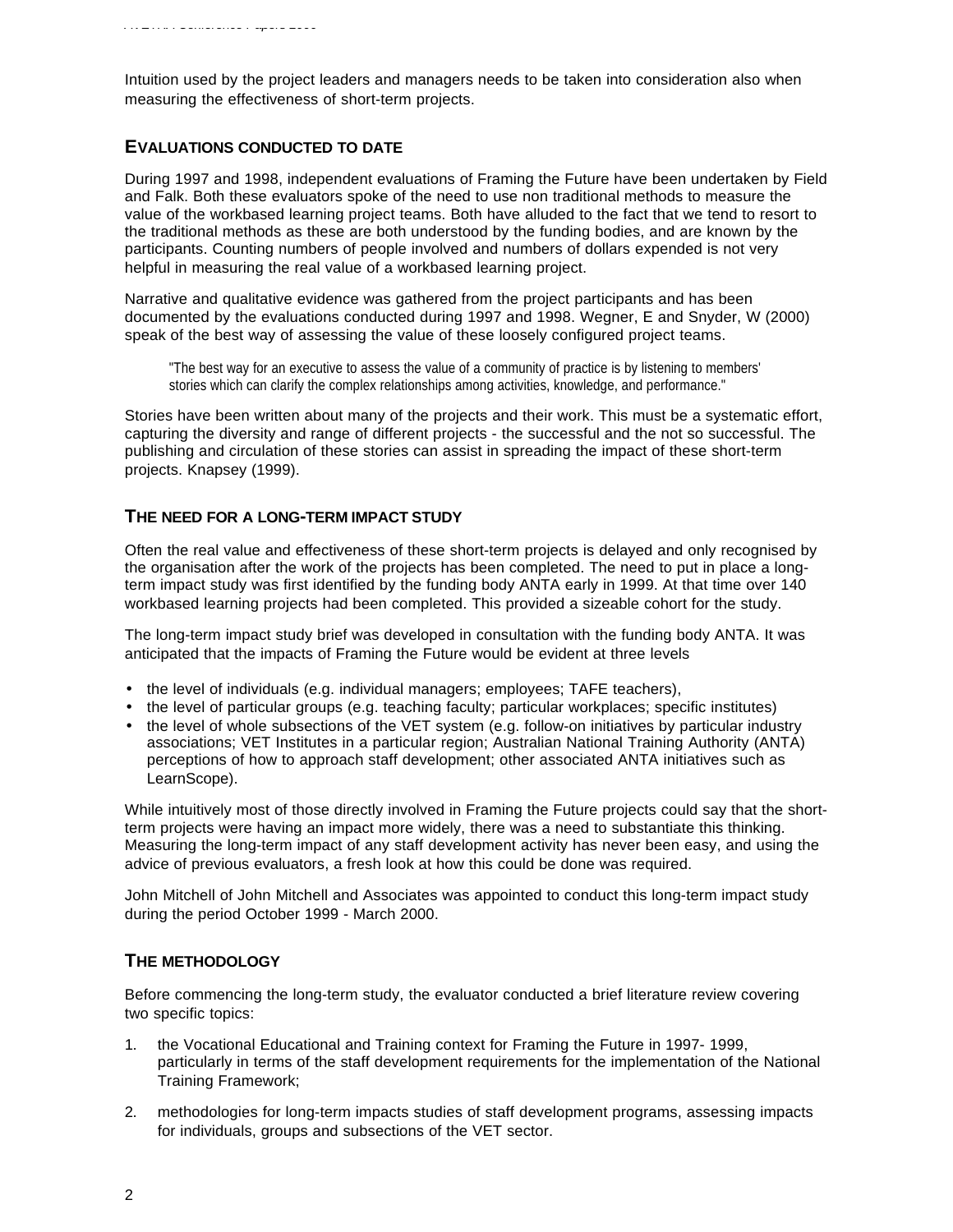Intuition used by the project leaders and managers needs to be taken into consideration also when measuring the effectiveness of short-term projects.

## EVALUATIONS CONDUCTED TO DATE

During 1997 and 1998, independent evaluations of Framing the Future have been undertaken by Field and Falk. Both these evaluators spoke of the need to use non traditional methods to measure the value of the workbased learning project teams. Both have alluded to the fact that we tend to resort to the traditional methods as these are both understood by the funding bodies, and are known by the participants. Counting numbers of people involved and numbers of dollars expended is not very helpful in measuring the real value of a workbased learning project.

Narrative and qualitative evidence was gathered from the project participants and has been documented by the evaluations conducted during 1997 and 1998. Wegner, E and Snyder, W (2000) speak of the best way of assessing the value of these loosely configured project teams.

> "The best way for an executive to assess the value of a community of practice is by listening to members' stories which can clarify the complex relationships among activities, knowledge, and performance."

Stories have been written about many of the projects and their work. This must be a systematic effort, capturing the diversity and range of different projects - the successful and the not so successful. The publishing and circulation of these stories can assist in spreading the impact of these short-term projects. Knapsey (1999).

## THE NEED FOR A LONG-TERM IMPACT STUDY

Often the real value and effectiveness of these short-term projects is delayed and only recognised by the organisation after the work of the projects has been completed. The need to put in place a long-term impact study was first identified by the funding body ANTA early in 1999. At that time over 140 workbased learning projects had been completed. This provided a sizeable cohort for the study.

The long-term impact study brief was developed in consultation with the funding body ANTA. It was anticipated that the impacts of Framing the Future would be evident at three levels

- the level of individuals (e.g. individual managers; employees; TAFE teachers),
- the level of particular groups (e.g. teaching faculty; particular workplaces; specific institutes)
- the level of whole subsections of the VET system (e.g. follow-on initiatives by particular industry associations; VET Institutes in a particular region; Australian National Training Authority (ANTA) perceptions of how to approach staff development; other associated ANTA initiatives such as LearnScope).

While intuitively most of those directly involved in Framing the Future projects could say that the short-term projects were having an impact more widely, there was a need to substantiate this thinking. Measuring the long-term impact of any staff development activity has never been easy, and using the advice of previous evaluators, a fresh look at how this could be done was required.

John Mitchell of John Mitchell and Associates was appointed to conduct this long-term impact study during the period October 1999 - March 2000.

## THE METHODOLOGY

Before commencing the long-term study, the evaluator conducted a brief literature review covering two specific topics:

1. the Vocational Educational and Training context for Framing the Future in 1997- 1999, particularly in terms of the staff development requirements for the implementation of the National Training Framework;
2. methodologies for long-term impacts studies of staff development programs, assessing impacts for individuals, groups and subsections of the VET sector.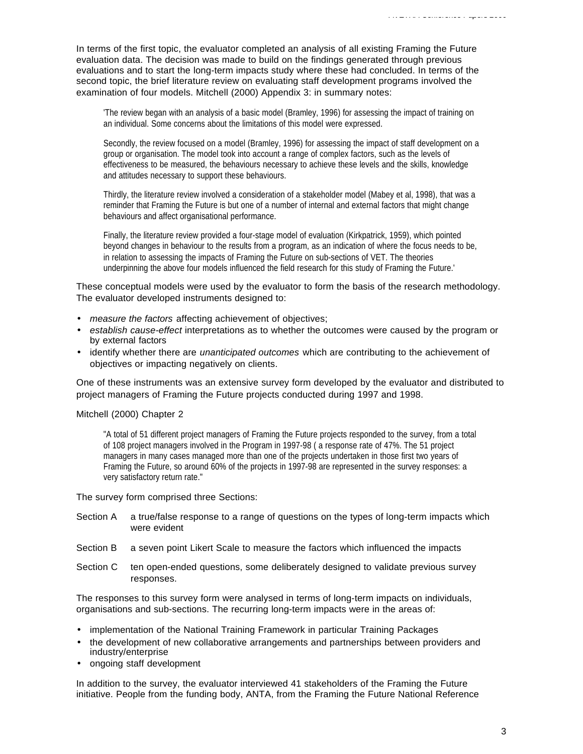In terms of the first topic, the evaluator completed an analysis of all existing Framing the Future evaluation data. The decision was made to build on the findings generated through previous evaluations and to start the long-term impacts study where these had concluded. In terms of the second topic, the brief literature review on evaluating staff development programs involved the examination of four models. Mitchell (2000) Appendix 3: in summary notes:

> 'The review began with an analysis of a basic model (Bramley, 1996) for assessing the impact of training on an individual. Some concerns about the limitations of this model were expressed.
>
> Secondly, the review focused on a model (Bramley, 1996) for assessing the impact of staff development on a group or organisation. The model took into account a range of complex factors, such as the levels of effectiveness to be measured, the behaviours necessary to achieve these levels and the skills, knowledge and attitudes necessary to support these behaviours.
>
> Thirdly, the literature review involved a consideration of a stakeholder model (Mabey et al, 1998), that was a reminder that Framing the Future is but one of a number of internal and external factors that might change behaviours and affect organisational performance.
>
> Finally, the literature review provided a four-stage model of evaluation (Kirkpatrick, 1959), which pointed beyond changes in behaviour to the results from a program, as an indication of where the focus needs to be, in relation to assessing the impacts of Framing the Future on sub-sections of VET. The theories underpinning the above four models influenced the field research for this study of Framing the Future.'

These conceptual models were used by the evaluator to form the basis of the research methodology. The evaluator developed instruments designed to:

- *measure the factors* affecting achievement of objectives;
- *establish cause-effect* interpretations as to whether the outcomes were caused by the program or by external factors
- identify whether there are *unanticipated outcomes* which are contributing to the achievement of objectives or impacting negatively on clients.

One of these instruments was an extensive survey form developed by the evaluator and distributed to project managers of Framing the Future projects conducted during 1997 and 1998.

Mitchell (2000) Chapter 2

> "A total of 51 different project managers of Framing the Future projects responded to the survey, from a total of 108 project managers involved in the Program in 1997-98 ( a response rate of 47%. The 51 project managers in many cases managed more than one of the projects undertaken in those first two years of Framing the Future, so around 60% of the projects in 1997-98 are represented in the survey responses: a very satisfactory return rate."

The survey form comprised three Sections:

Section A a true/false response to a range of questions on the types of long-term impacts which were evident

Section B a seven point Likert Scale to measure the factors which influenced the impacts

Section C ten open-ended questions, some deliberately designed to validate previous survey responses.

The responses to this survey form were analysed in terms of long-term impacts on individuals, organisations and sub-sections. The recurring long-term impacts were in the areas of:

- implementation of the National Training Framework in particular Training Packages
- the development of new collaborative arrangements and partnerships between providers and industry/enterprise
- ongoing staff development

In addition to the survey, the evaluator interviewed 41 stakeholders of the Framing the Future initiative. People from the funding body, ANTA, from the Framing the Future National Reference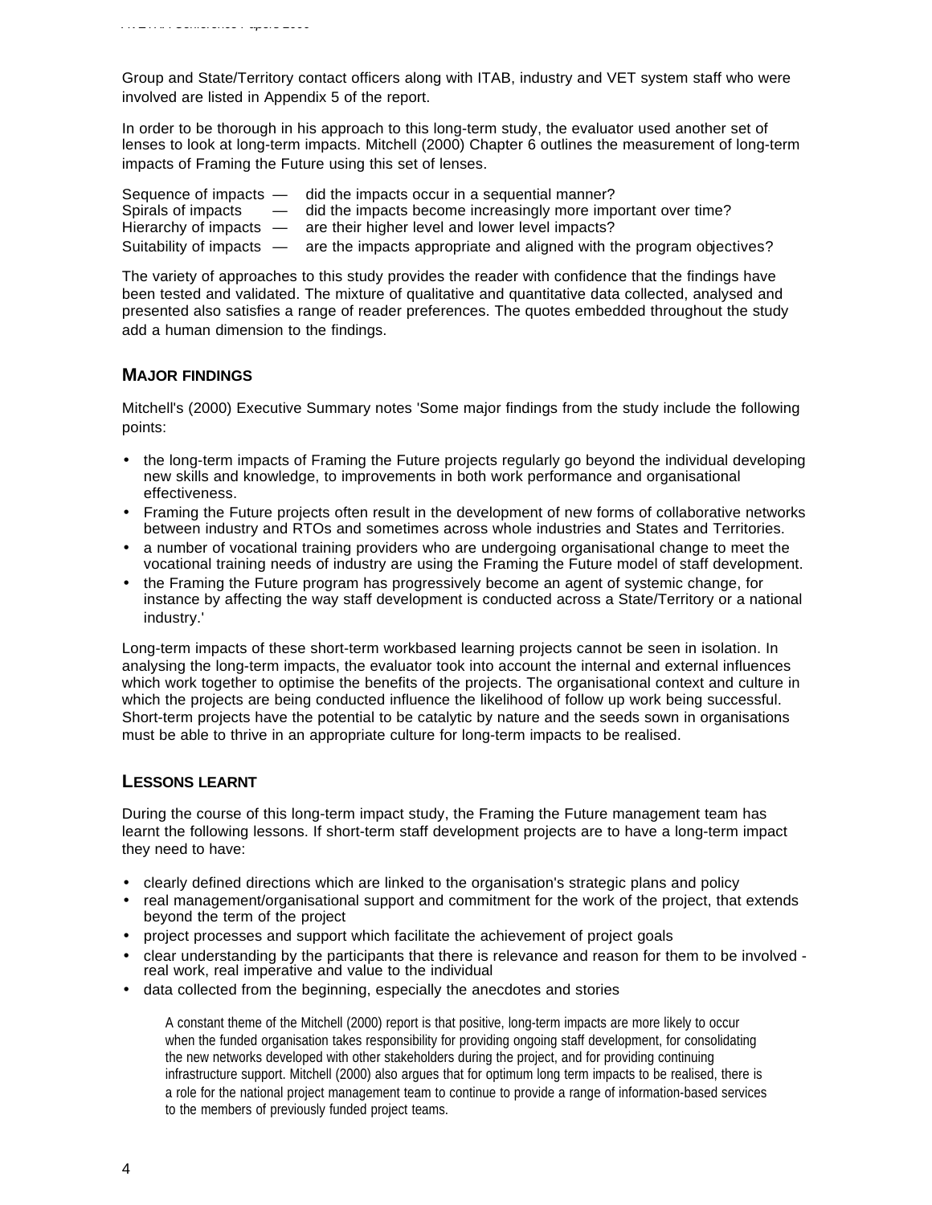Group and State/Territory contact officers along with ITAB, industry and VET system staff who were involved are listed in Appendix 5 of the report.

In order to be thorough in his approach to this long-term study, the evaluator used another set of lenses to look at long-term impacts. Mitchell (2000) Chapter 6 outlines the measurement of long-term impacts of Framing the Future using this set of lenses.

Sequence of impacts — did the impacts occur in a sequential manner?
Spirals of impacts — did the impacts become increasingly more important over time?
Hierarchy of impacts — are their higher level and lower level impacts?
Suitability of impacts — are the impacts appropriate and aligned with the program objectives?

The variety of approaches to this study provides the reader with confidence that the findings have been tested and validated. The mixture of qualitative and quantitative data collected, analysed and presented also satisfies a range of reader preferences. The quotes embedded throughout the study add a human dimension to the findings.

## MAJOR FINDINGS

Mitchell's (2000) Executive Summary notes 'Some major findings from the study include the following points:

- the long-term impacts of Framing the Future projects regularly go beyond the individual developing new skills and knowledge, to improvements in both work performance and organisational effectiveness.
- Framing the Future projects often result in the development of new forms of collaborative networks between industry and RTOs and sometimes across whole industries and States and Territories.
- a number of vocational training providers who are undergoing organisational change to meet the vocational training needs of industry are using the Framing the Future model of staff development.
- the Framing the Future program has progressively become an agent of systemic change, for instance by affecting the way staff development is conducted across a State/Territory or a national industry.'

Long-term impacts of these short-term workbased learning projects cannot be seen in isolation. In analysing the long-term impacts, the evaluator took into account the internal and external influences which work together to optimise the benefits of the projects. The organisational context and culture in which the projects are being conducted influence the likelihood of follow up work being successful. Short-term projects have the potential to be catalytic by nature and the seeds sown in organisations must be able to thrive in an appropriate culture for long-term impacts to be realised.

## LESSONS LEARNT

During the course of this long-term impact study, the Framing the Future management team has learnt the following lessons. If short-term staff development projects are to have a long-term impact they need to have:

- clearly defined directions which are linked to the organisation's strategic plans and policy
- real management/organisational support and commitment for the work of the project, that extends beyond the term of the project
- project processes and support which facilitate the achievement of project goals
- clear understanding by the participants that there is relevance and reason for them to be involved - real work, real imperative and value to the individual
- data collected from the beginning, especially the anecdotes and stories

> A constant theme of the Mitchell (2000) report is that positive, long-term impacts are more likely to occur when the funded organisation takes responsibility for providing ongoing staff development, for consolidating the new networks developed with other stakeholders during the project, and for providing continuing infrastructure support. Mitchell (2000) also argues that for optimum long term impacts to be realised, there is a role for the national project management team to continue to provide a range of information-based services to the members of previously funded project teams.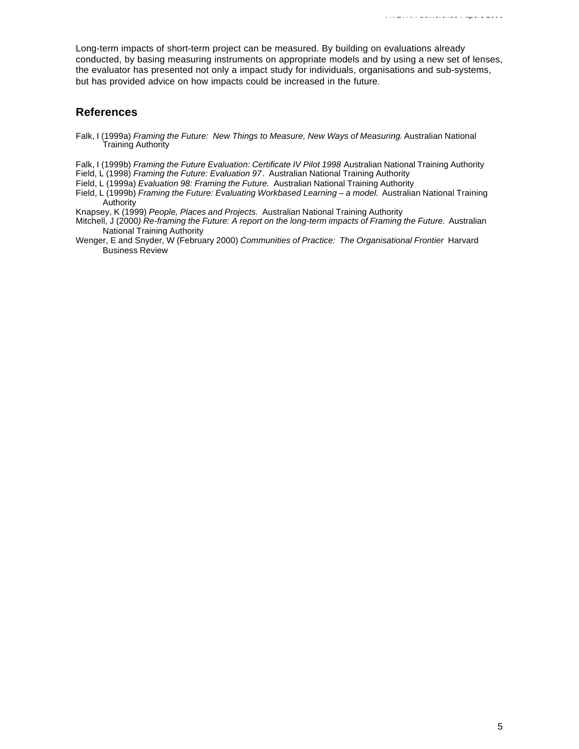Long-term impacts of short-term project can be measured. By building on evaluations already conducted, by basing measuring instruments on appropriate models and by using a new set of lenses, the evaluator has presented not only a impact study for individuals, organisations and sub-systems, but has provided advice on how impacts could be increased in the future.

## References

Falk, I (1999a) *Framing the Future: New Things to Measure, New Ways of Measuring.* Australian National Training Authority

Falk, I (1999b) *Framing the Future Evaluation: Certificate IV Pilot 1998* Australian National Training Authority

Field, L (1998) *Framing the Future: Evaluation 97*. Australian National Training Authority

Field, L (1999a) *Evaluation 98: Framing the Future.* Australian National Training Authority

Field, L (1999b) *Framing the Future: Evaluating Workbased Learning – a model.* Australian National Training Authority

Knapsey, K (1999) *People, Places and Projects.* Australian National Training Authority

Mitchell, J (2000*) Re-framing the Future: A report on the long-term impacts of Framing the Future.* Australian National Training Authority

Wenger, E and Snyder, W (February 2000) *Communities of Practice: The Organisational Frontier* Harvard Business Review